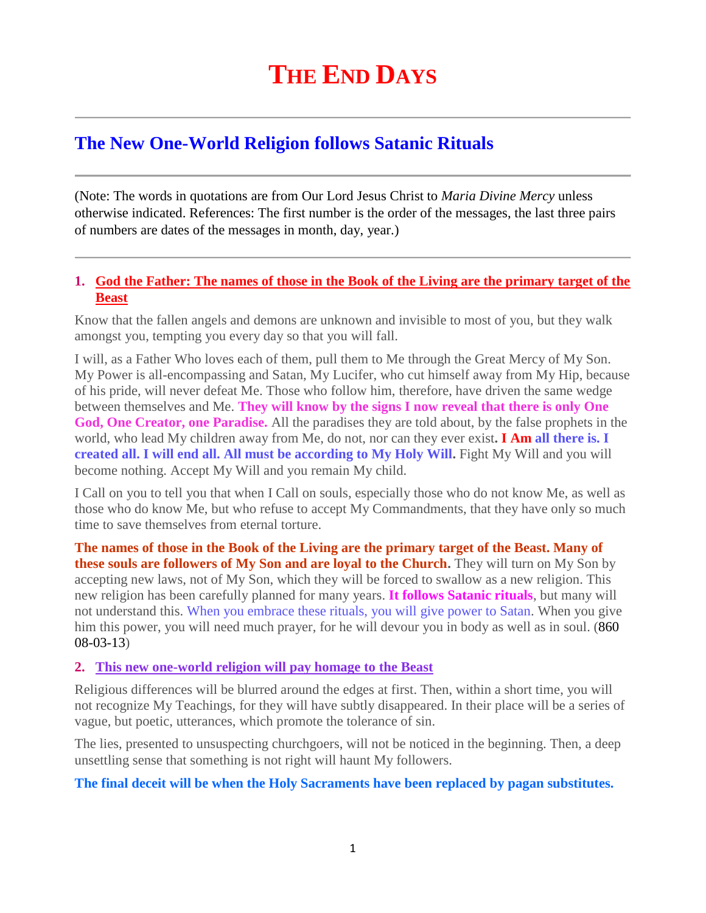# The End Days

## The New One-World Religion follows Satanic Rituals

(Note: The words in quotations are from Our Lord Jesus Christ to *Maria Divine Mercy* unless otherwise indicated. References: The first number is the order of the messages, the last three pairs of numbers are dates of the messages in month, day, year.)

1. **God the Father: The names of those in the Book of the Living are the primary target of the Beast**

Know that the fallen angels and demons are unknown and invisible to most of you, but they walk amongst you, tempting you every day so that you will fall.

I will, as a Father Who loves each of them, pull them to Me through the Great Mercy of My Son. My Power is all-encompassing and Satan, My Lucifer, who cut himself away from My Hip, because of his pride, will never defeat Me. Those who follow him, therefore, have driven the same wedge between themselves and Me. **They will know by the signs I now reveal that there is only One God, One Creator, one Paradise.** All the paradises they are told about, by the false prophets in the world, who lead My children away from Me, do not, nor can they ever exist**. I Am all there is. I created all. I will end all. All must be according to My Holy Will.** Fight My Will and you will become nothing. Accept My Will and you remain My child.

I Call on you to tell you that when I Call on souls, especially those who do not know Me, as well as those who do know Me, but who refuse to accept My Commandments, that they have only so much time to save themselves from eternal torture.

**The names of those in the Book of the Living are the primary target of the Beast. Many of these souls are followers of My Son and are loyal to the Church.** They will turn on My Son by accepting new laws, not of My Son, which they will be forced to swallow as a new religion. This new religion has been carefully planned for many years. **It follows Satanic rituals**, but many will not understand this. When you embrace these rituals, you will give power to Satan. When you give him this power, you will need much prayer, for he will devour you in body as well as in soul. (860 08-03-13)

2. **This new one-world religion will pay homage to the Beast**

Religious differences will be blurred around the edges at first. Then, within a short time, you will not recognize My Teachings, for they will have subtly disappeared. In their place will be a series of vague, but poetic, utterances, which promote the tolerance of sin.

The lies, presented to unsuspecting churchgoers, will not be noticed in the beginning. Then, a deep unsettling sense that something is not right will haunt My followers.

**The final deceit will be when the Holy Sacraments have been replaced by pagan substitutes.**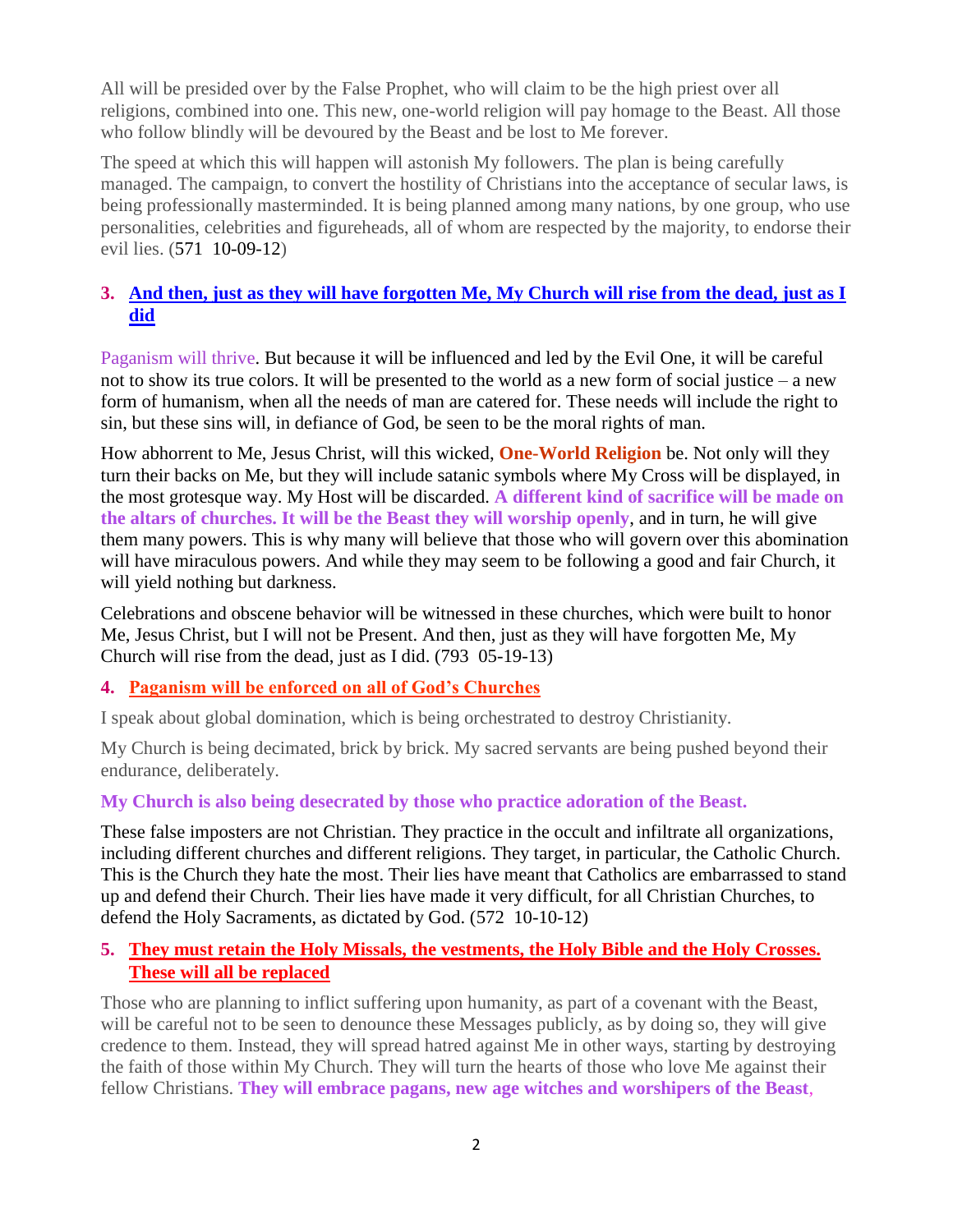All will be presided over by the False Prophet, who will claim to be the high priest over all religions, combined into one. This new, one-world religion will pay homage to the Beast. All those who follow blindly will be devoured by the Beast and be lost to Me forever.

The speed at which this will happen will astonish My followers. The plan is being carefully managed. The campaign, to convert the hostility of Christians into the acceptance of secular laws, is being professionally masterminded. It is being planned among many nations, by one group, who use personalities, celebrities and figureheads, all of whom are respected by the majority, to endorse their evil lies. (571  10-09-12)

### 3. And then, just as they will have forgotten Me, My Church will rise from the dead, just as I did

Paganism will thrive. But because it will be influenced and led by the Evil One, it will be careful not to show its true colors. It will be presented to the world as a new form of social justice – a new form of humanism, when all the needs of man are catered for. These needs will include the right to sin, but these sins will, in defiance of God, be seen to be the moral rights of man.

How abhorrent to Me, Jesus Christ, will this wicked, **One-World Religion** be. Not only will they turn their backs on Me, but they will include satanic symbols where My Cross will be displayed, in the most grotesque way. My Host will be discarded. **A different kind of sacrifice will be made on the altars of churches. It will be the Beast they will worship openly**, and in turn, he will give them many powers. This is why many will believe that those who will govern over this abomination will have miraculous powers. And while they may seem to be following a good and fair Church, it will yield nothing but darkness.

Celebrations and obscene behavior will be witnessed in these churches, which were built to honor Me, Jesus Christ, but I will not be Present. And then, just as they will have forgotten Me, My Church will rise from the dead, just as I did. (793  05-19-13)

### 4. Paganism will be enforced on all of God's Churches

I speak about global domination, which is being orchestrated to destroy Christianity.

My Church is being decimated, brick by brick. My sacred servants are being pushed beyond their endurance, deliberately.

**My Church is also being desecrated by those who practice adoration of the Beast.**

These false imposters are not Christian. They practice in the occult and infiltrate all organizations, including different churches and different religions. They target, in particular, the Catholic Church. This is the Church they hate the most. Their lies have meant that Catholics are embarrassed to stand up and defend their Church. Their lies have made it very difficult, for all Christian Churches, to defend the Holy Sacraments, as dictated by God. (572  10-10-12)

### 5. They must retain the Holy Missals, the vestments, the Holy Bible and the Holy Crosses. These will all be replaced

Those who are planning to inflict suffering upon humanity, as part of a covenant with the Beast, will be careful not to be seen to denounce these Messages publicly, as by doing so, they will give credence to them. Instead, they will spread hatred against Me in other ways, starting by destroying the faith of those within My Church. They will turn the hearts of those who love Me against their fellow Christians. **They will embrace pagans, new age witches and worshipers of the Beast**,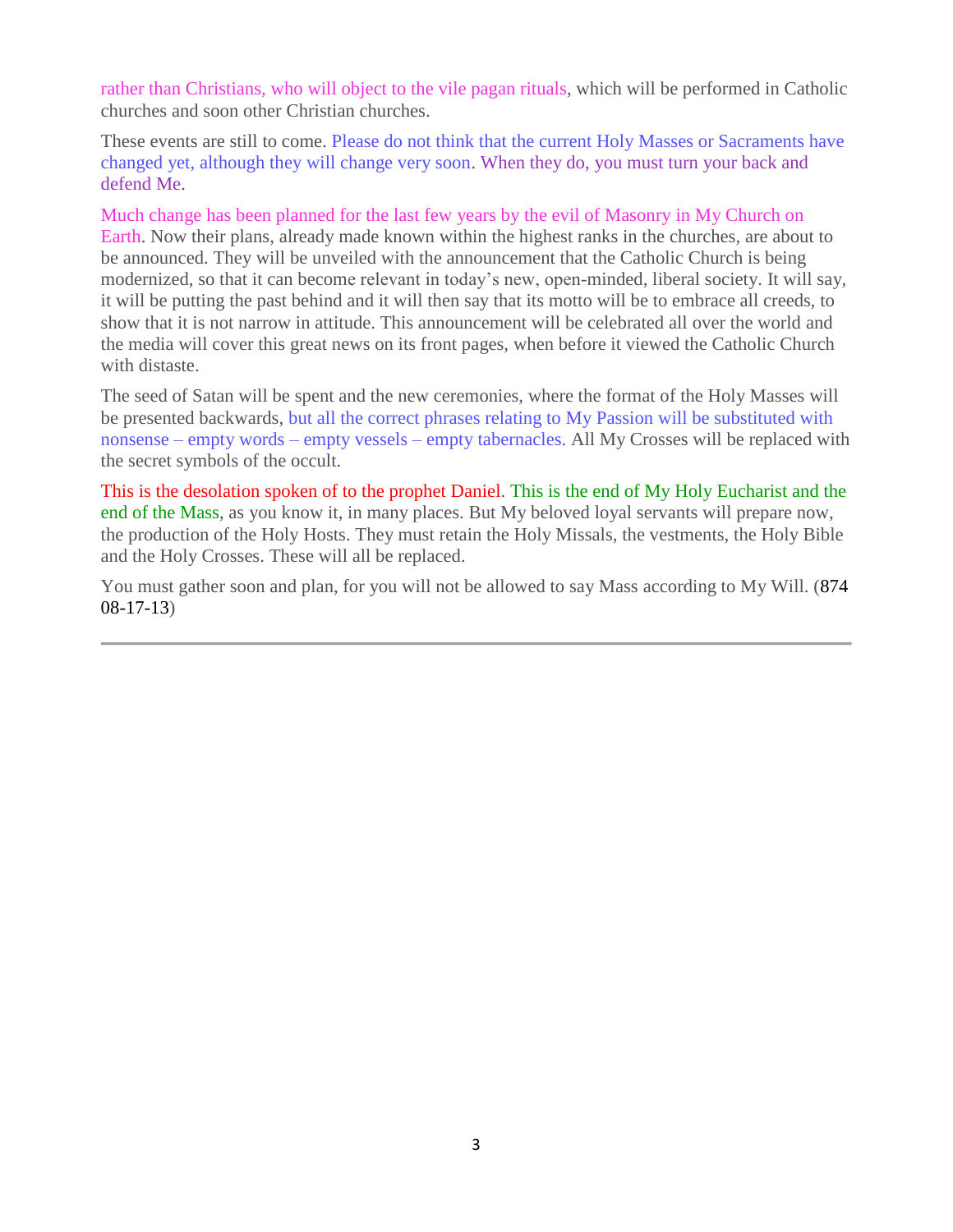rather than Christians, who will object to the vile pagan rituals, which will be performed in Catholic churches and soon other Christian churches.

These events are still to come. Please do not think that the current Holy Masses or Sacraments have changed yet, although they will change very soon. When they do, you must turn your back and defend Me.

Much change has been planned for the last few years by the evil of Masonry in My Church on Earth. Now their plans, already made known within the highest ranks in the churches, are about to be announced. They will be unveiled with the announcement that the Catholic Church is being modernized, so that it can become relevant in today's new, open-minded, liberal society. It will say, it will be putting the past behind and it will then say that its motto will be to embrace all creeds, to show that it is not narrow in attitude. This announcement will be celebrated all over the world and the media will cover this great news on its front pages, when before it viewed the Catholic Church with distaste.

The seed of Satan will be spent and the new ceremonies, where the format of the Holy Masses will be presented backwards, but all the correct phrases relating to My Passion will be substituted with nonsense – empty words – empty vessels – empty tabernacles. All My Crosses will be replaced with the secret symbols of the occult.

This is the desolation spoken of to the prophet Daniel. This is the end of My Holy Eucharist and the end of the Mass, as you know it, in many places. But My beloved loyal servants will prepare now, the production of the Holy Hosts. They must retain the Holy Missals, the vestments, the Holy Bible and the Holy Crosses. These will all be replaced.

You must gather soon and plan, for you will not be allowed to say Mass according to My Will. (874 08-17-13)

---